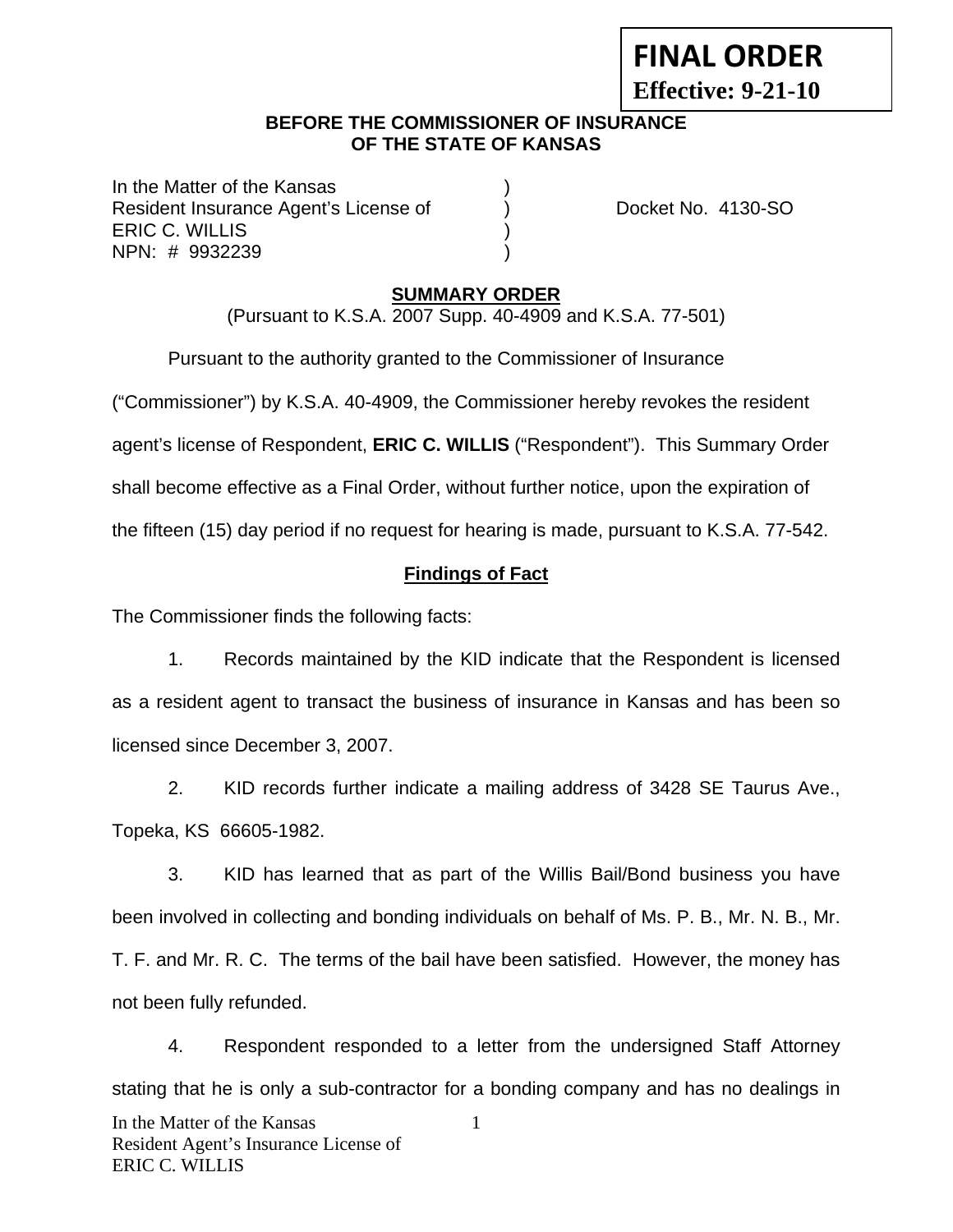**FINAL ORDER**
**Effective: 9-21-10**

**BEFORE THE COMMISSIONER OF INSURANCE**
**OF THE STATE OF KANSAS**

In the Matter of the Kansas )
Resident Insurance Agent's License of ) Docket No. 4130-SO
ERIC C. WILLIS )
NPN: # 9932239 )

## SUMMARY ORDER

(Pursuant to K.S.A. 2007 Supp. 40-4909 and K.S.A. 77-501)

Pursuant to the authority granted to the Commissioner of Insurance ("Commissioner") by K.S.A. 40-4909, the Commissioner hereby revokes the resident agent's license of Respondent, **ERIC C. WILLIS** ("Respondent"). This Summary Order shall become effective as a Final Order, without further notice, upon the expiration of the fifteen (15) day period if no request for hearing is made, pursuant to K.S.A. 77-542.

### Findings of Fact

The Commissioner finds the following facts:

1. Records maintained by the KID indicate that the Respondent is licensed as a resident agent to transact the business of insurance in Kansas and has been so licensed since December 3, 2007.

2. KID records further indicate a mailing address of 3428 SE Taurus Ave., Topeka, KS 66605-1982.

3. KID has learned that as part of the Willis Bail/Bond business you have been involved in collecting and bonding individuals on behalf of Ms. P. B., Mr. N. B., Mr. T. F. and Mr. R. C. The terms of the bail have been satisfied. However, the money has not been fully refunded.

4. Respondent responded to a letter from the undersigned Staff Attorney stating that he is only a sub-contractor for a bonding company and has no dealings in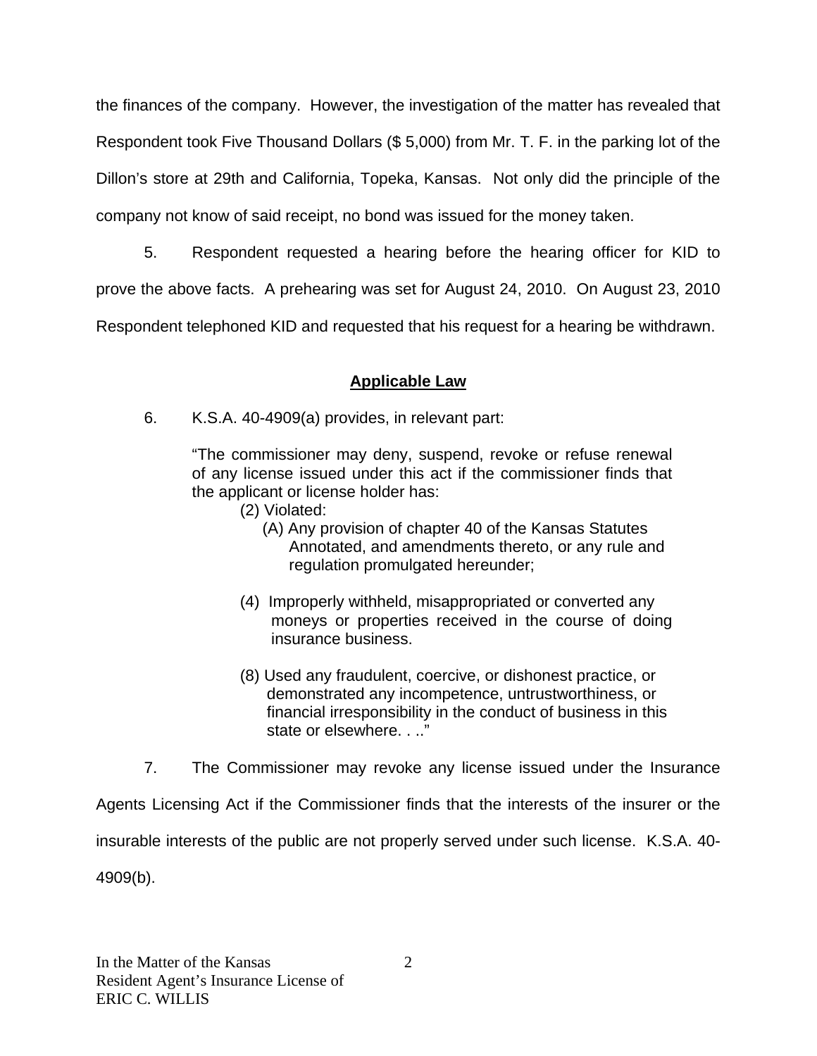the finances of the company. However, the investigation of the matter has revealed that Respondent took Five Thousand Dollars ($ 5,000) from Mr. T. F. in the parking lot of the Dillon's store at 29th and California, Topeka, Kansas. Not only did the principle of the company not know of said receipt, no bond was issued for the money taken.

5. Respondent requested a hearing before the hearing officer for KID to prove the above facts. A prehearing was set for August 24, 2010. On August 23, 2010 Respondent telephoned KID and requested that his request for a hearing be withdrawn.

## Applicable Law

6. K.S.A. 40-4909(a) provides, in relevant part:

> "The commissioner may deny, suspend, revoke or refuse renewal of any license issued under this act if the commissioner finds that the applicant or license holder has:
>
> (2) Violated:
>
> (A) Any provision of chapter 40 of the Kansas Statutes Annotated, and amendments thereto, or any rule and regulation promulgated hereunder;
>
> (4) Improperly withheld, misappropriated or converted any moneys or properties received in the course of doing insurance business.
>
> (8) Used any fraudulent, coercive, or dishonest practice, or demonstrated any incompetence, untrustworthiness, or financial irresponsibility in the conduct of business in this state or elsewhere. . .."

7. The Commissioner may revoke any license issued under the Insurance Agents Licensing Act if the Commissioner finds that the interests of the insurer or the insurable interests of the public are not properly served under such license. K.S.A. 40-4909(b).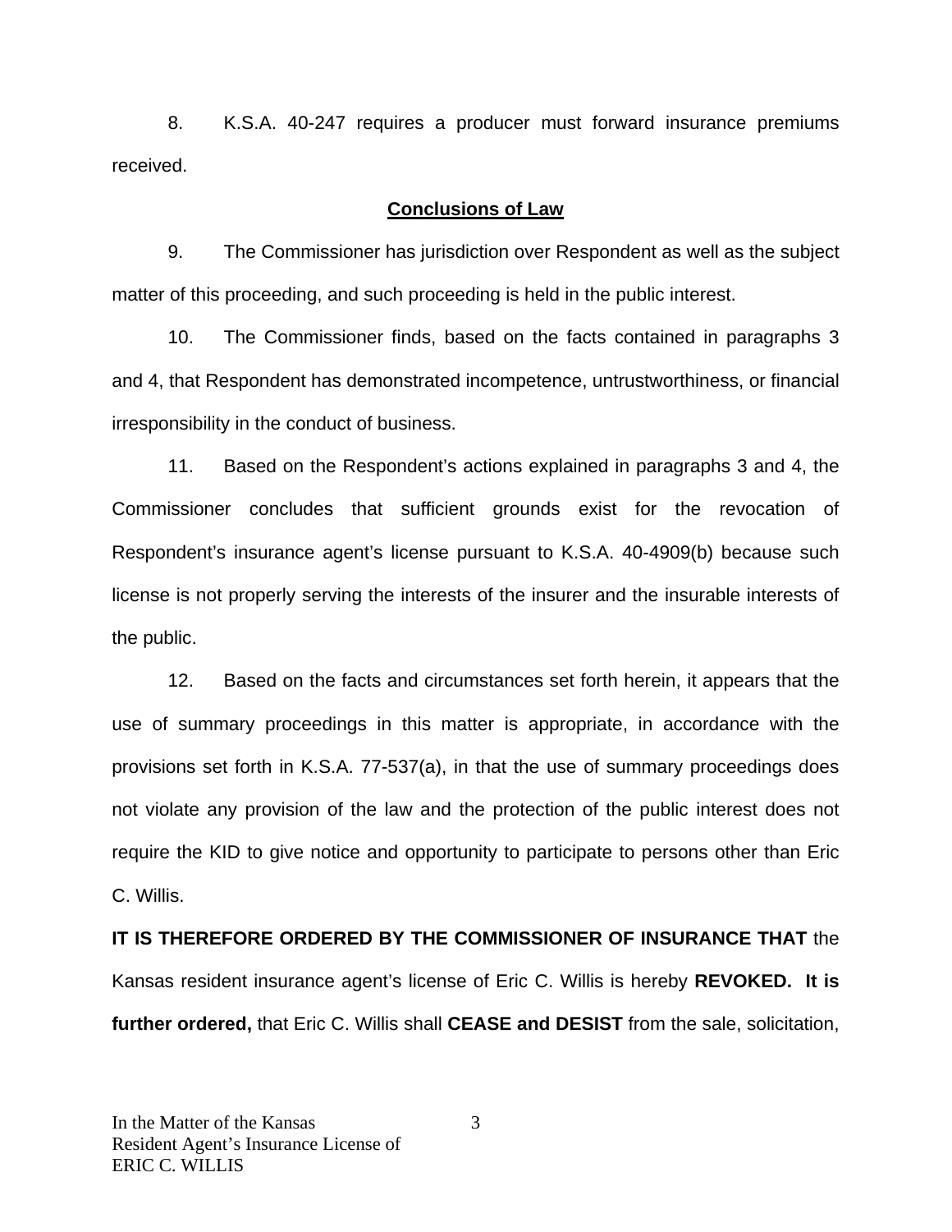8. K.S.A. 40-247 requires a producer must forward insurance premiums received.

**Conclusions of Law**

9. The Commissioner has jurisdiction over Respondent as well as the subject matter of this proceeding, and such proceeding is held in the public interest.

10. The Commissioner finds, based on the facts contained in paragraphs 3 and 4, that Respondent has demonstrated incompetence, untrustworthiness, or financial irresponsibility in the conduct of business.

11. Based on the Respondent's actions explained in paragraphs 3 and 4, the Commissioner concludes that sufficient grounds exist for the revocation of Respondent's insurance agent's license pursuant to K.S.A. 40-4909(b) because such license is not properly serving the interests of the insurer and the insurable interests of the public.

12. Based on the facts and circumstances set forth herein, it appears that the use of summary proceedings in this matter is appropriate, in accordance with the provisions set forth in K.S.A. 77-537(a), in that the use of summary proceedings does not violate any provision of the law and the protection of the public interest does not require the KID to give notice and opportunity to participate to persons other than Eric C. Willis.

**IT IS THEREFORE ORDERED BY THE COMMISSIONER OF INSURANCE THAT** the Kansas resident insurance agent's license of Eric C. Willis is hereby **REVOKED. It is further ordered,** that Eric C. Willis shall **CEASE and DESIST** from the sale, solicitation,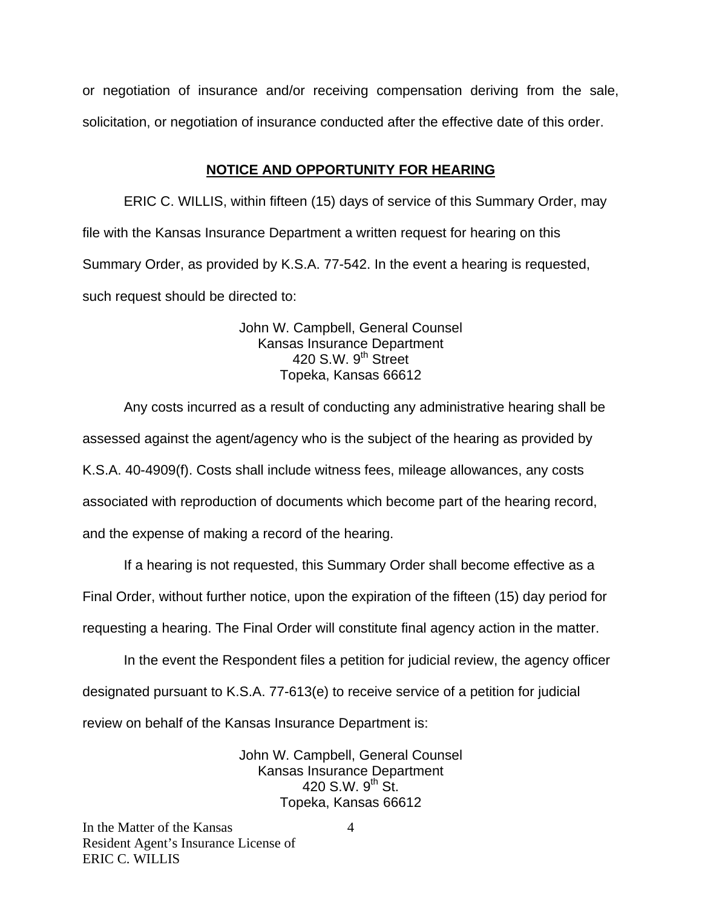or negotiation of insurance and/or receiving compensation deriving from the sale, solicitation, or negotiation of insurance conducted after the effective date of this order.

## NOTICE AND OPPORTUNITY FOR HEARING

ERIC C. WILLIS, within fifteen (15) days of service of this Summary Order, may file with the Kansas Insurance Department a written request for hearing on this Summary Order, as provided by K.S.A. 77-542. In the event a hearing is requested, such request should be directed to:

John W. Campbell, General Counsel
Kansas Insurance Department
420 S.W. 9th Street
Topeka, Kansas 66612

Any costs incurred as a result of conducting any administrative hearing shall be assessed against the agent/agency who is the subject of the hearing as provided by K.S.A. 40-4909(f). Costs shall include witness fees, mileage allowances, any costs associated with reproduction of documents which become part of the hearing record, and the expense of making a record of the hearing.

If a hearing is not requested, this Summary Order shall become effective as a Final Order, without further notice, upon the expiration of the fifteen (15) day period for requesting a hearing. The Final Order will constitute final agency action in the matter.

In the event the Respondent files a petition for judicial review, the agency officer designated pursuant to K.S.A. 77-613(e) to receive service of a petition for judicial review on behalf of the Kansas Insurance Department is:

John W. Campbell, General Counsel
Kansas Insurance Department
420 S.W. 9th St.
Topeka, Kansas 66612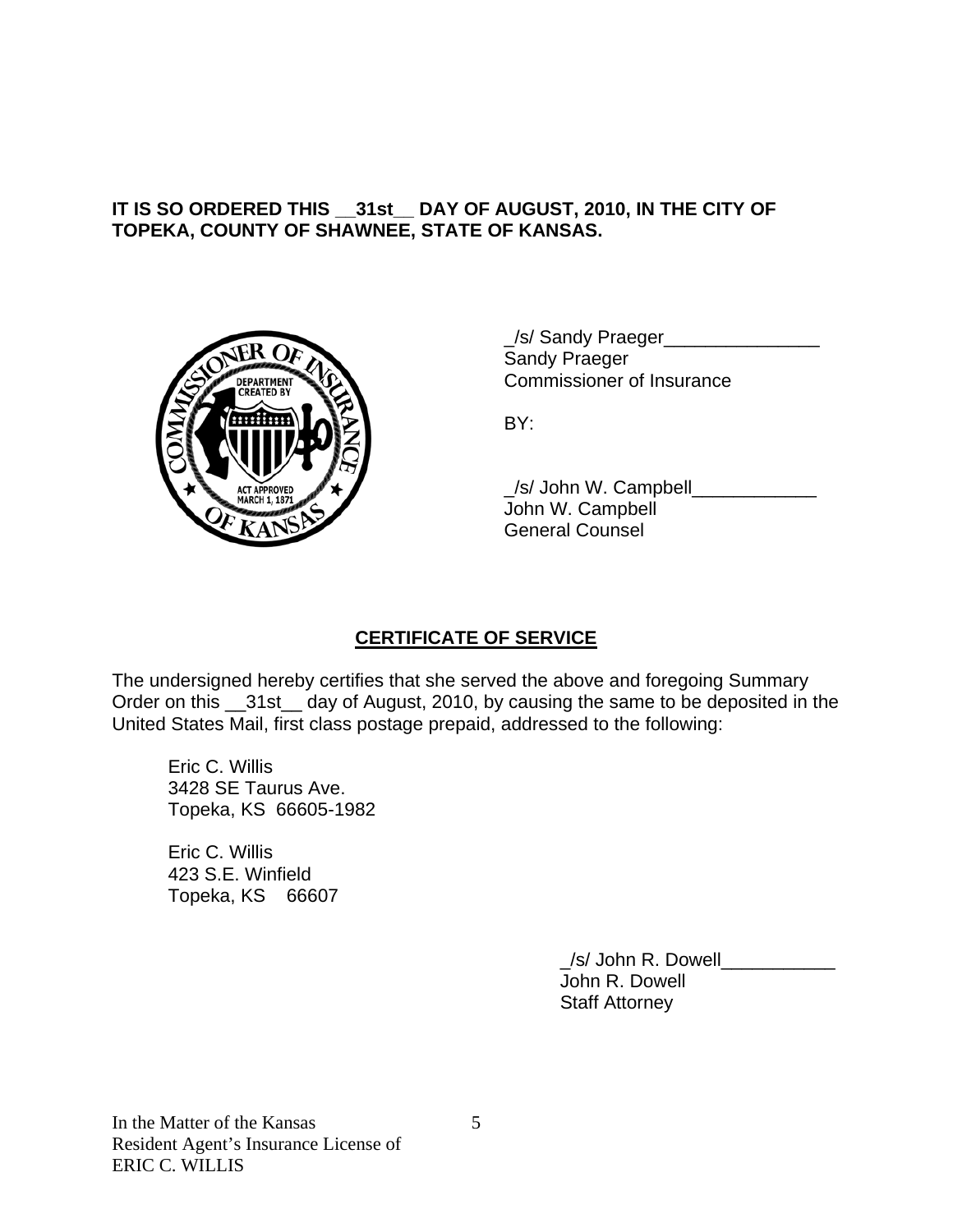**IT IS SO ORDERED THIS __31st__ DAY OF AUGUST, 2010, IN THE CITY OF TOPEKA, COUNTY OF SHAWNEE, STATE OF KANSAS.**

_/s/ Sandy Praeger_______________
Sandy Praeger
Commissioner of Insurance

BY:

_/s/ John W. Campbell____________
John W. Campbell
General Counsel

## **CERTIFICATE OF SERVICE**

The undersigned hereby certifies that she served the above and foregoing Summary Order on this __31st__ day of August, 2010, by causing the same to be deposited in the United States Mail, first class postage prepaid, addressed to the following:

Eric C. Willis
3428 SE Taurus Ave.
Topeka, KS 66605-1982

Eric C. Willis
423 S.E. Winfield
Topeka, KS 66607

_/s/ John R. Dowell___________
John R. Dowell
Staff Attorney